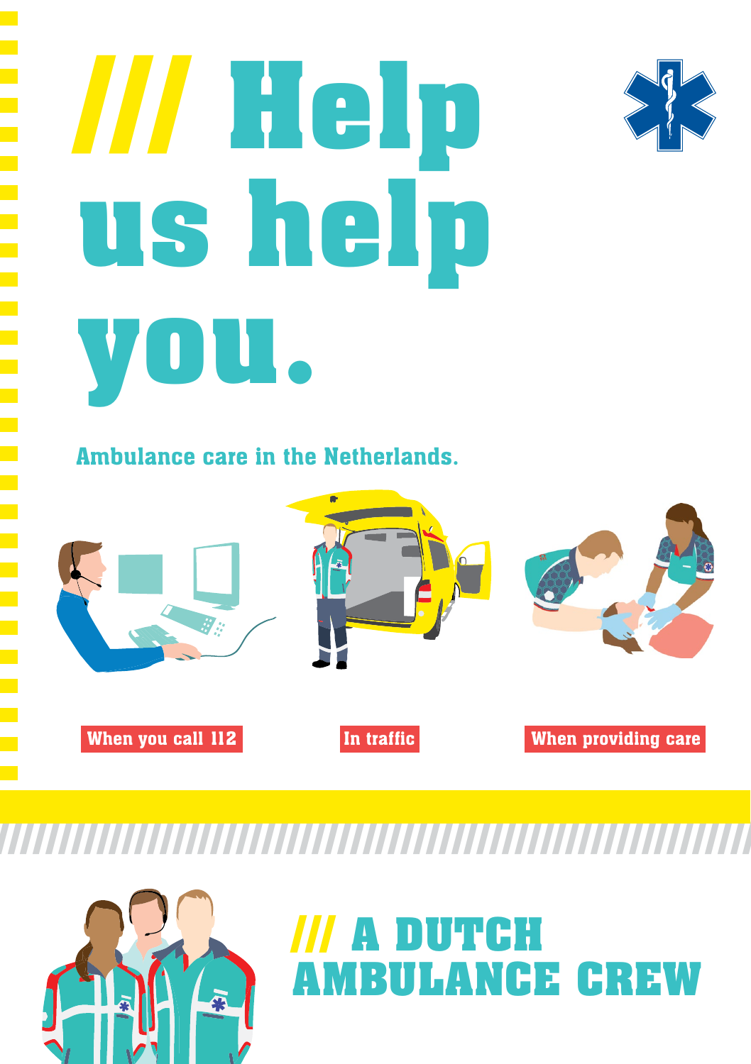# /// Help us help you.

Ambulance care in the Netherlands.

When you call 112

In traffic

When providing care

## /// A DUTCH AMBULANCE CREW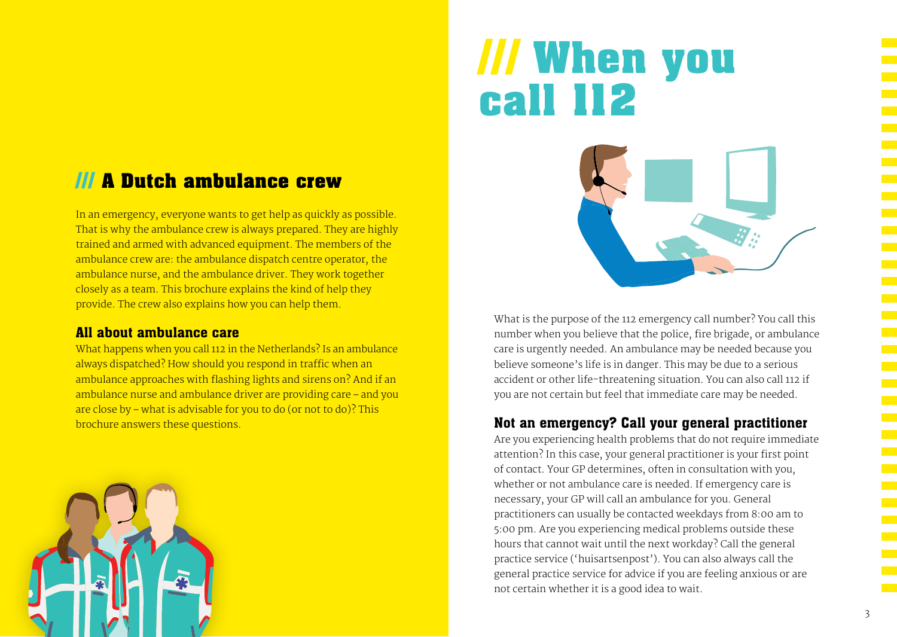## /// A Dutch ambulance crew

In an emergency, everyone wants to get help as quickly as possible. That is why the ambulance crew is always prepared. They are highly trained and armed with advanced equipment. The members of the ambulance crew are: the ambulance dispatch centre operator, the ambulance nurse, and the ambulance driver. They work together closely as a team. This brochure explains the kind of help they provide. The crew also explains how you can help them.

### All about ambulance care

What happens when you call 112 in the Netherlands? Is an ambulance always dispatched? How should you respond in traffic when an ambulance approaches with flashing lights and sirens on? And if an ambulance nurse and ambulance driver are providing care – and you are close by – what is advisable for you to do (or not to do)? This brochure answers these questions.

# /// When you call 112

What is the purpose of the 112 emergency call number? You call this number when you believe that the police, fire brigade, or ambulance care is urgently needed. An ambulance may be needed because you believe someone's life is in danger. This may be due to a serious accident or other life-threatening situation. You can also call 112 if you are not certain but feel that immediate care may be needed.

### Not an emergency? Call your general practitioner

Are you experiencing health problems that do not require immediate attention? In this case, your general practitioner is your first point of contact. Your GP determines, often in consultation with you, whether or not ambulance care is needed. If emergency care is necessary, your GP will call an ambulance for you. General practitioners can usually be contacted weekdays from 8:00 am to 5:00 pm. Are you experiencing medical problems outside these hours that cannot wait until the next workday? Call the general practice service ('huisartsenpost'). You can also always call the general practice service for advice if you are feeling anxious or are not certain whether it is a good idea to wait.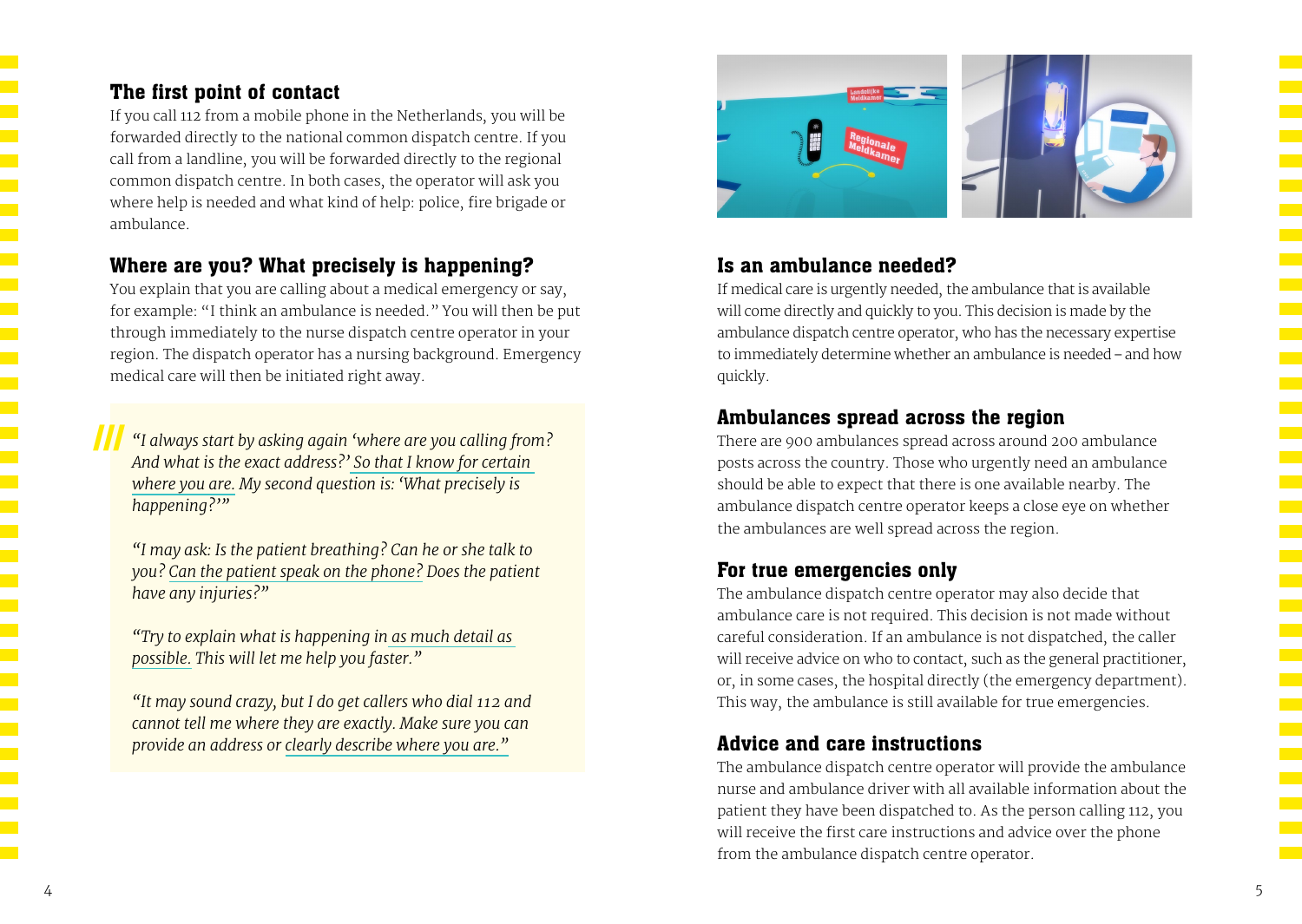## The first point of contact

If you call 112 from a mobile phone in the Netherlands, you will be forwarded directly to the national common dispatch centre. If you call from a landline, you will be forwarded directly to the regional common dispatch centre. In both cases, the operator will ask you where help is needed and what kind of help: police, fire brigade or ambulance.

## Where are you? What precisely is happening?

You explain that you are calling about a medical emergency or say, for example: "I think an ambulance is needed." You will then be put through immediately to the nurse dispatch centre operator in your region. The dispatch operator has a nursing background. Emergency medical care will then be initiated right away.

> *"I always start by asking again 'where are you calling from? And what is the exact address?' So that I know for certain where you are. My second question is: 'What precisely is happening?'"*
>
> *"I may ask: Is the patient breathing? Can he or she talk to you? Can the patient speak on the phone? Does the patient have any injuries?"*
>
> *"Try to explain what is happening in as much detail as possible. This will let me help you faster."*
>
> *"It may sound crazy, but I do get callers who dial 112 and cannot tell me where they are exactly. Make sure you can provide an address or clearly describe where you are."*

## Is an ambulance needed?

If medical care is urgently needed, the ambulance that is available will come directly and quickly to you. This decision is made by the ambulance dispatch centre operator, who has the necessary expertise to immediately determine whether an ambulance is needed – and how quickly.

## Ambulances spread across the region

There are 900 ambulances spread across around 200 ambulance posts across the country. Those who urgently need an ambulance should be able to expect that there is one available nearby. The ambulance dispatch centre operator keeps a close eye on whether the ambulances are well spread across the region.

## For true emergencies only

The ambulance dispatch centre operator may also decide that ambulance care is not required. This decision is not made without careful consideration. If an ambulance is not dispatched, the caller will receive advice on who to contact, such as the general practitioner, or, in some cases, the hospital directly (the emergency department). This way, the ambulance is still available for true emergencies.

## Advice and care instructions

The ambulance dispatch centre operator will provide the ambulance nurse and ambulance driver with all available information about the patient they have been dispatched to. As the person calling 112, you will receive the first care instructions and advice over the phone from the ambulance dispatch centre operator.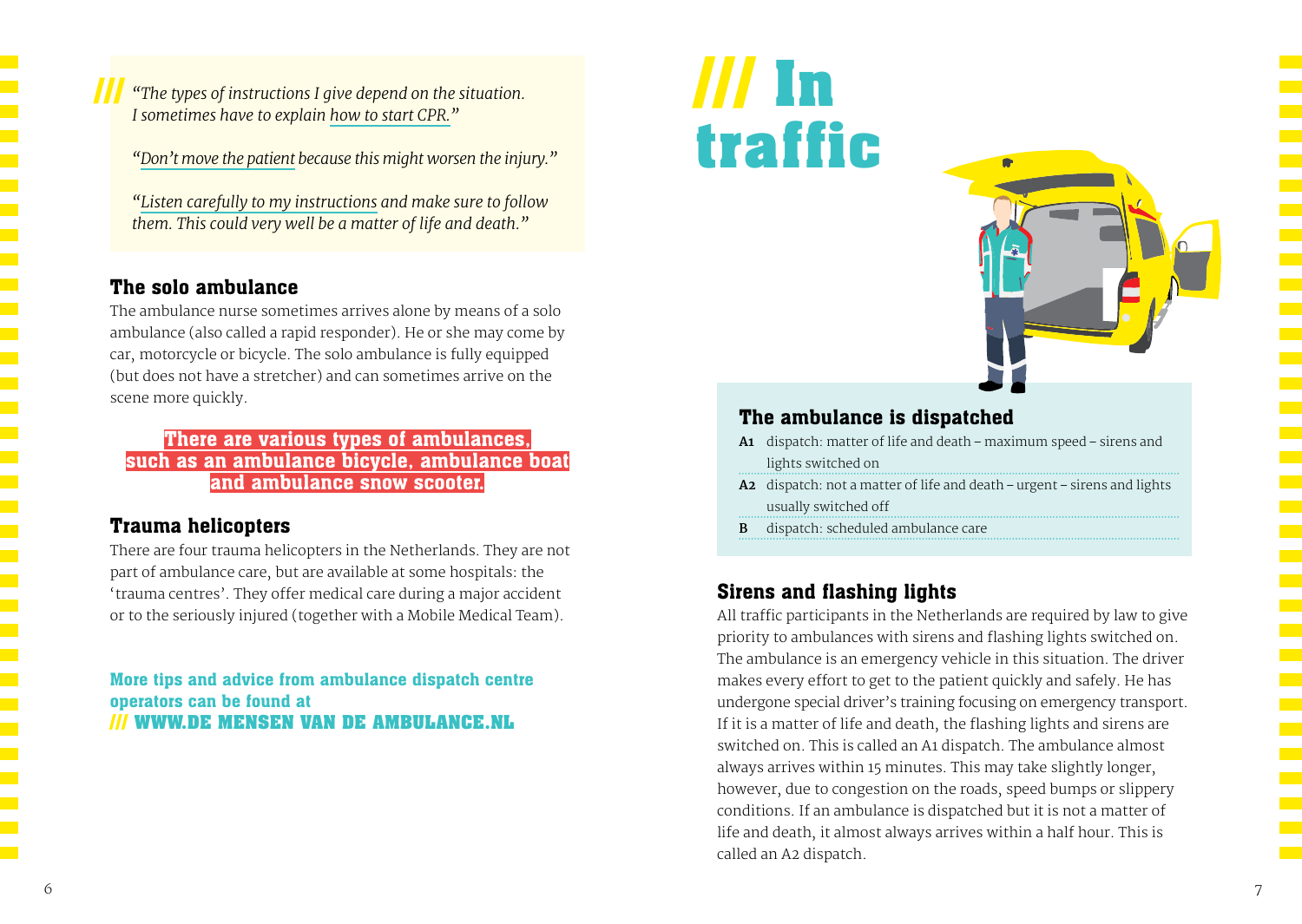/// *"The types of instructions I give depend on the situation. I sometimes have to explain how to start CPR."*

*"Don't move the patient because this might worsen the injury."*

*"Listen carefully to my instructions and make sure to follow them. This could very well be a matter of life and death."*

### The solo ambulance

The ambulance nurse sometimes arrives alone by means of a solo ambulance (also called a rapid responder). He or she may come by car, motorcycle or bicycle. The solo ambulance is fully equipped (but does not have a stretcher) and can sometimes arrive on the scene more quickly.

**There are various types of ambulances, such as an ambulance bicycle, ambulance boat and ambulance snow scooter.**

### Trauma helicopters

There are four trauma helicopters in the Netherlands. They are not part of ambulance care, but are available at some hospitals: the 'trauma centres'. They offer medical care during a major accident or to the seriously injured (together with a Mobile Medical Team).

**More tips and advice from ambulance dispatch centre operators can be found at**
**/// WWW.DE MENSEN VAN DE AMBULANCE.NL**

# /// In traffic

### The ambulance is dispatched

- **A1** dispatch: matter of life and death – maximum speed – sirens and lights switched on
- **A2** dispatch: not a matter of life and death – urgent – sirens and lights usually switched off
- **B** dispatch: scheduled ambulance care

### Sirens and flashing lights

All traffic participants in the Netherlands are required by law to give priority to ambulances with sirens and flashing lights switched on. The ambulance is an emergency vehicle in this situation. The driver makes every effort to get to the patient quickly and safely. He has undergone special driver's training focusing on emergency transport. If it is a matter of life and death, the flashing lights and sirens are switched on. This is called an A1 dispatch. The ambulance almost always arrives within 15 minutes. This may take slightly longer, however, due to congestion on the roads, speed bumps or slippery conditions. If an ambulance is dispatched but it is not a matter of life and death, it almost always arrives within a half hour. This is called an A2 dispatch.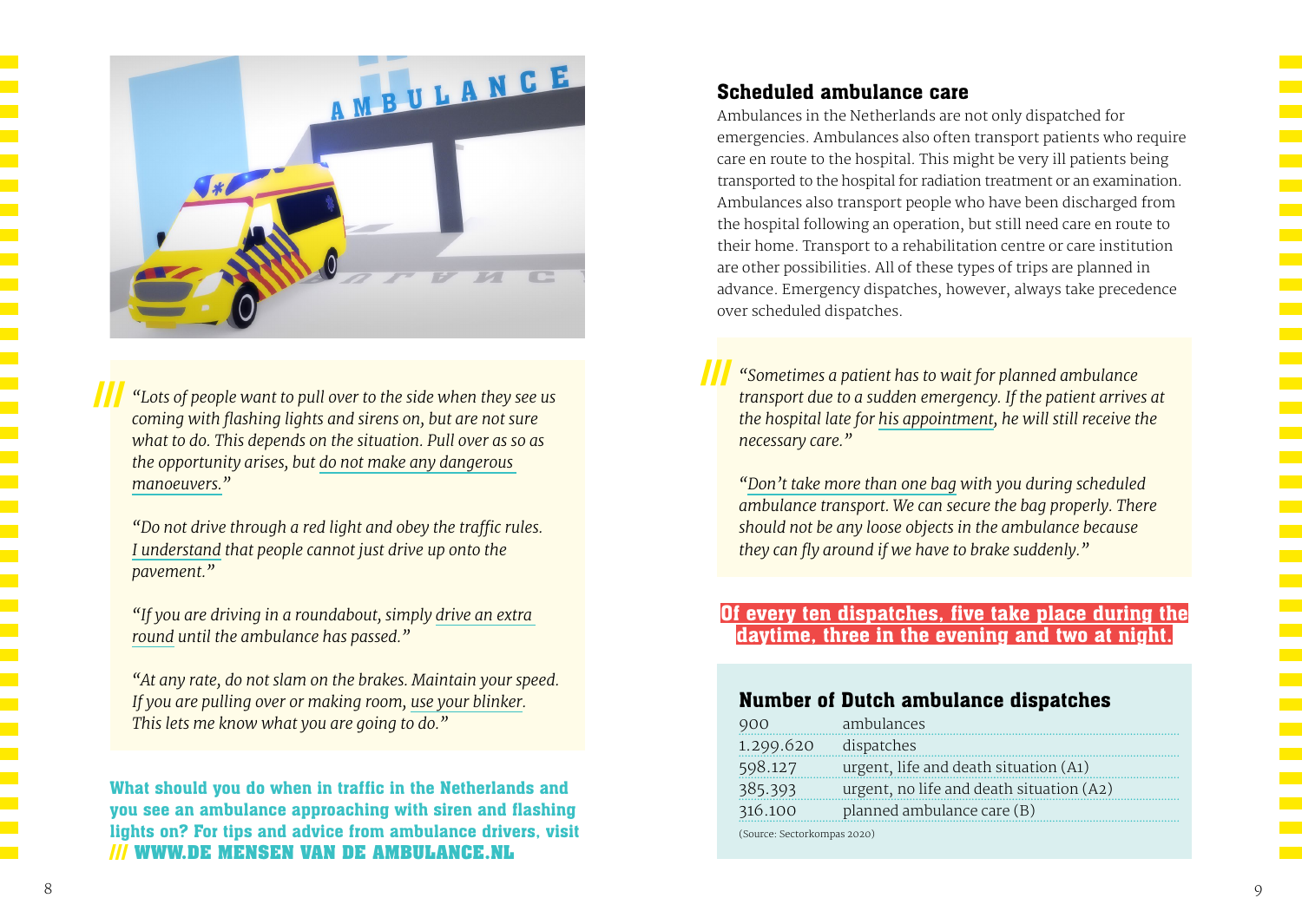*"Lots of people want to pull over to the side when they see us coming with flashing lights and sirens on, but are not sure what to do. This depends on the situation. Pull over as so as the opportunity arises, but do not make any dangerous manoeuvers."*

*"Do not drive through a red light and obey the traffic rules. I understand that people cannot just drive up onto the pavement."*

*"If you are driving in a roundabout, simply drive an extra round until the ambulance has passed."*

*"At any rate, do not slam on the brakes. Maintain your speed. If you are pulling over or making room, use your blinker. This lets me know what you are going to do."*

**What should you do when in traffic in the Netherlands and you see an ambulance approaching with siren and flashing lights on? For tips and advice from ambulance drivers, visit /// WWW.DE MENSEN VAN DE AMBULANCE.NL**

## Scheduled ambulance care

Ambulances in the Netherlands are not only dispatched for emergencies. Ambulances also often transport patients who require care en route to the hospital. This might be very ill patients being transported to the hospital for radiation treatment or an examination. Ambulances also transport people who have been discharged from the hospital following an operation, but still need care en route to their home. Transport to a rehabilitation centre or care institution are other possibilities. All of these types of trips are planned in advance. Emergency dispatches, however, always take precedence over scheduled dispatches.

*"Sometimes a patient has to wait for planned ambulance transport due to a sudden emergency. If the patient arrives at the hospital late for his appointment, he will still receive the necessary care."*

*"Don't take more than one bag with you during scheduled ambulance transport. We can secure the bag properly. There should not be any loose objects in the ambulance because they can fly around if we have to brake suddenly."*

**Of every ten dispatches, five take place during the daytime, three in the evening and two at night.**

### Number of Dutch ambulance dispatches

| | |
|---|---|
| 900 | ambulances |
| 1.299.620 | dispatches |
| 598.127 | urgent, life and death situation (A1) |
| 385.393 | urgent, no life and death situation (A2) |
| 316.100 | planned ambulance care (B) |

(Source: Sectorkompas 2020)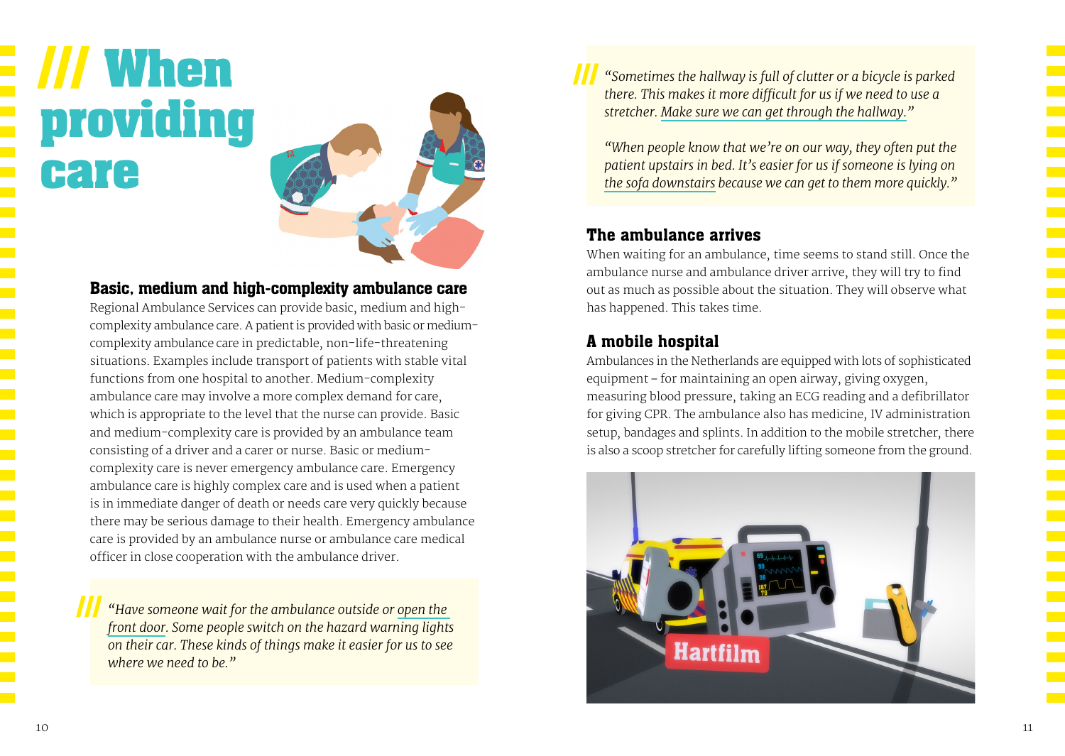# /// When providing care

## Basic, medium and high-complexity ambulance care

Regional Ambulance Services can provide basic, medium and high-complexity ambulance care. A patient is provided with basic or medium-complexity ambulance care in predictable, non-life-threatening situations. Examples include transport of patients with stable vital functions from one hospital to another. Medium-complexity ambulance care may involve a more complex demand for care, which is appropriate to the level that the nurse can provide. Basic and medium-complexity care is provided by an ambulance team consisting of a driver and a carer or nurse. Basic or medium-complexity care is never emergency ambulance care. Emergency ambulance care is highly complex care and is used when a patient is in immediate danger of death or needs care very quickly because there may be serious damage to their health. Emergency ambulance care is provided by an ambulance nurse or ambulance care medical officer in close cooperation with the ambulance driver.

/// *"Have someone wait for the ambulance outside or open the front door. Some people switch on the hazard warning lights on their car. These kinds of things make it easier for us to see where we need to be."*

/// *"Sometimes the hallway is full of clutter or a bicycle is parked there. This makes it more difficult for us if we need to use a stretcher. Make sure we can get through the hallway."*

*"When people know that we're on our way, they often put the patient upstairs in bed. It's easier for us if someone is lying on the sofa downstairs because we can get to them more quickly."*

## The ambulance arrives

When waiting for an ambulance, time seems to stand still. Once the ambulance nurse and ambulance driver arrive, they will try to find out as much as possible about the situation. They will observe what has happened. This takes time.

## A mobile hospital

Ambulances in the Netherlands are equipped with lots of sophisticated equipment – for maintaining an open airway, giving oxygen, measuring blood pressure, taking an ECG reading and a defibrillator for giving CPR. The ambulance also has medicine, IV administration setup, bandages and splints. In addition to the mobile stretcher, there is also a scoop stretcher for carefully lifting someone from the ground.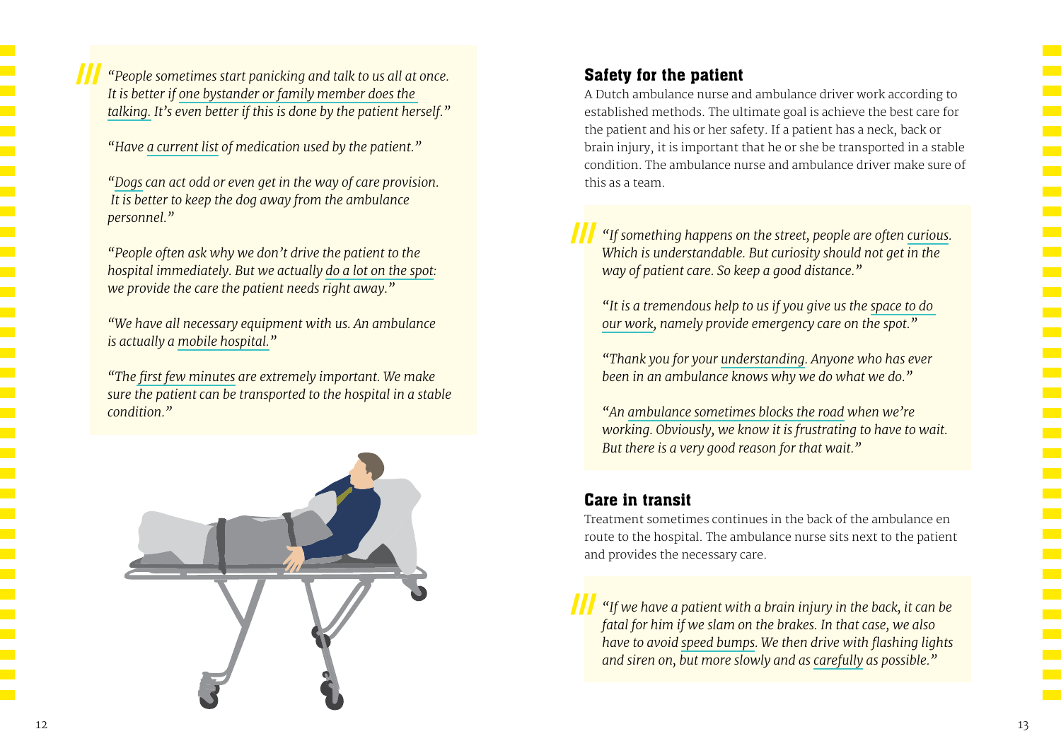*"People sometimes start panicking and talk to us all at once. It is better if one bystander or family member does the talking. It's even better if this is done by the patient herself."*

*"Have a current list of medication used by the patient."*

*"Dogs can act odd or even get in the way of care provision. It is better to keep the dog away from the ambulance personnel."*

*"People often ask why we don't drive the patient to the hospital immediately. But we actually do a lot on the spot: we provide the care the patient needs right away."*

*"We have all necessary equipment with us. An ambulance is actually a mobile hospital."*

*"The first few minutes are extremely important. We make sure the patient can be transported to the hospital in a stable condition."*

## Safety for the patient

A Dutch ambulance nurse and ambulance driver work according to established methods. The ultimate goal is achieve the best care for the patient and his or her safety. If a patient has a neck, back or brain injury, it is important that he or she be transported in a stable condition. The ambulance nurse and ambulance driver make sure of this as a team.

*"If something happens on the street, people are often curious. Which is understandable. But curiosity should not get in the way of patient care. So keep a good distance."*

*"It is a tremendous help to us if you give us the space to do our work, namely provide emergency care on the spot."*

*"Thank you for your understanding. Anyone who has ever been in an ambulance knows why we do what we do."*

*"An ambulance sometimes blocks the road when we're working. Obviously, we know it is frustrating to have to wait. But there is a very good reason for that wait."*

## Care in transit

Treatment sometimes continues in the back of the ambulance en route to the hospital. The ambulance nurse sits next to the patient and provides the necessary care.

*"If we have a patient with a brain injury in the back, it can be fatal for him if we slam on the brakes. In that case, we also have to avoid speed bumps. We then drive with flashing lights and siren on, but more slowly and as carefully as possible."*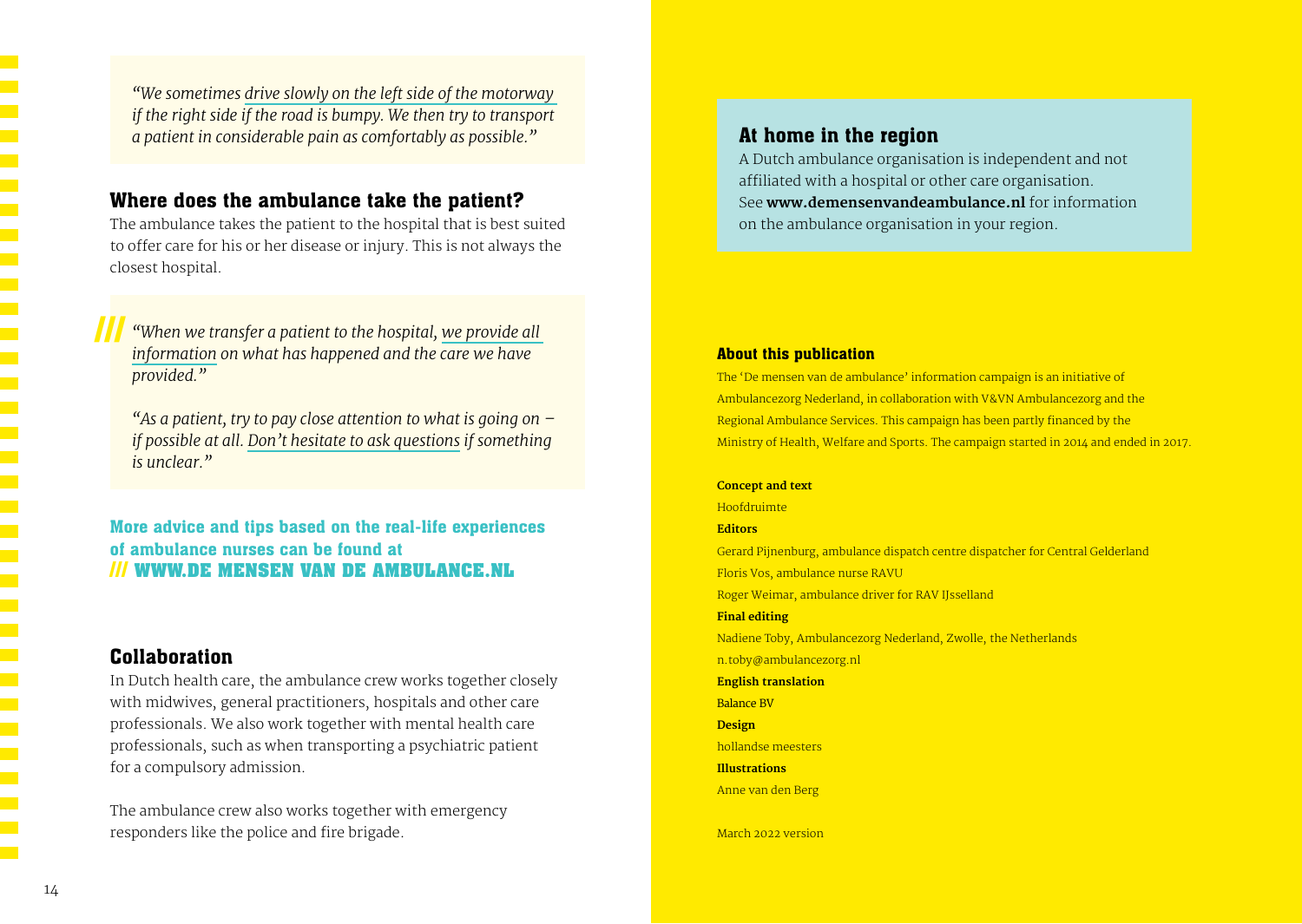*"We sometimes drive slowly on the left side of the motorway if the right side if the road is bumpy. We then try to transport a patient in considerable pain as comfortably as possible."*

## Where does the ambulance take the patient?

The ambulance takes the patient to the hospital that is best suited to offer care for his or her disease or injury. This is not always the closest hospital.

*"When we transfer a patient to the hospital, we provide all information on what has happened and the care we have provided."*

*"As a patient, try to pay close attention to what is going on – if possible at all. Don't hesitate to ask questions if something is unclear."*

**More advice and tips based on the real-life experiences of ambulance nurses can be found at**
**/// WWW.DE MENSEN VAN DE AMBULANCE.NL**

## Collaboration

In Dutch health care, the ambulance crew works together closely with midwives, general practitioners, hospitals and other care professionals. We also work together with mental health care professionals, such as when transporting a psychiatric patient for a compulsory admission.

The ambulance crew also works together with emergency responders like the police and fire brigade.

## At home in the region

A Dutch ambulance organisation is independent and not affiliated with a hospital or other care organisation. See **www.demensenvandeambulance.nl** for information on the ambulance organisation in your region.

### About this publication

The 'De mensen van de ambulance' information campaign is an initiative of Ambulancezorg Nederland, in collaboration with V&VN Ambulancezorg and the Regional Ambulance Services. This campaign has been partly financed by the Ministry of Health, Welfare and Sports. The campaign started in 2014 and ended in 2017.

**Concept and text**
Hoofdruimte

**Editors**
Gerard Pijnenburg, ambulance dispatch centre dispatcher for Central Gelderland
Floris Vos, ambulance nurse RAVU
Roger Weimar, ambulance driver for RAV IJsselland

**Final editing**
Nadiene Toby, Ambulancezorg Nederland, Zwolle, the Netherlands
n.toby@ambulancezorg.nl

**English translation**
Balance BV

**Design**
hollandse meesters

**Illustrations**
Anne van den Berg

March 2022 version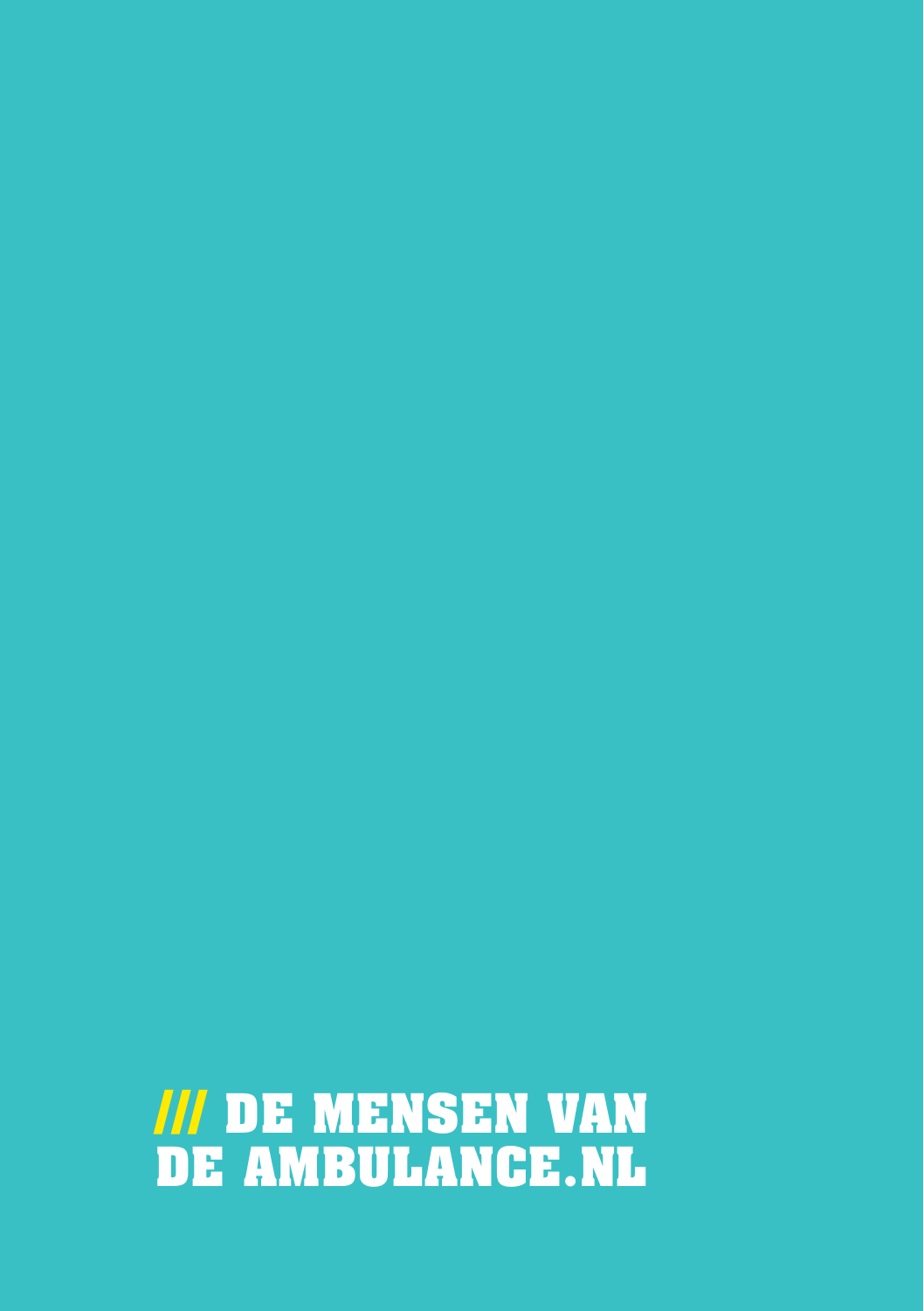/// DE MENSEN VAN DE AMBULANCE.NL